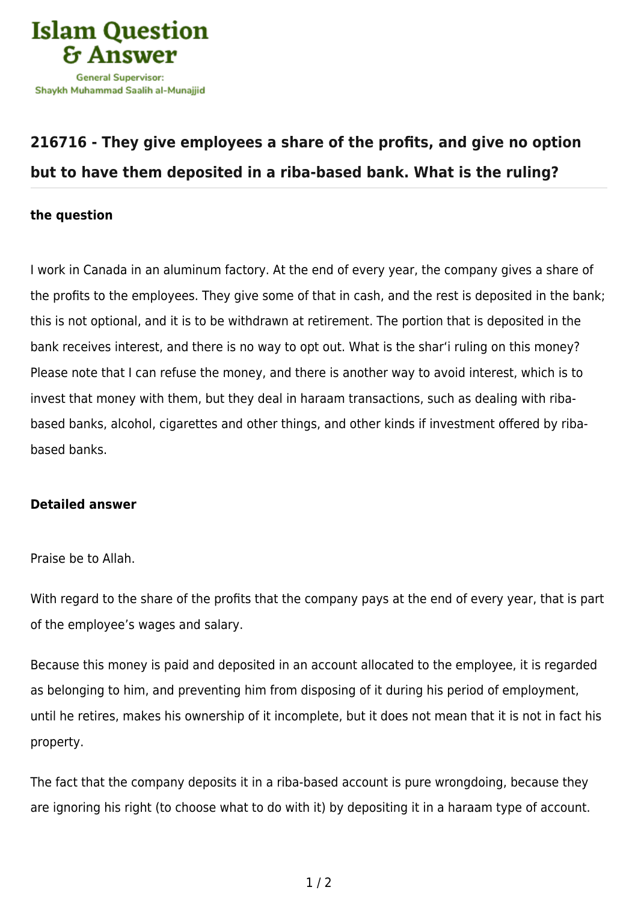# 216716 - They give employees a share of the profits, and give no option but to have them deposited in a riba-based bank. What is the ruling?

### the question

I work in Canada in an aluminum factory. At the end of every year, the company gives a share of the profits to the employees. They give some of that in cash, and the rest is deposited in the bank; this is not optional, and it is to be withdrawn at retirement. The portion that is deposited in the bank receives interest, and there is no way to opt out. What is the shar'i ruling on this money? Please note that I can refuse the money, and there is another way to avoid interest, which is to invest that money with them, but they deal in haraam transactions, such as dealing with riba-based banks, alcohol, cigarettes and other things, and other kinds if investment offered by riba-based banks.

### Detailed answer

Praise be to Allah.

With regard to the share of the profits that the company pays at the end of every year, that is part of the employee's wages and salary.

Because this money is paid and deposited in an account allocated to the employee, it is regarded as belonging to him, and preventing him from disposing of it during his period of employment, until he retires, makes his ownership of it incomplete, but it does not mean that it is not in fact his property.

The fact that the company deposits it in a riba-based account is pure wrongdoing, because they are ignoring his right (to choose what to do with it) by depositing it in a haraam type of account.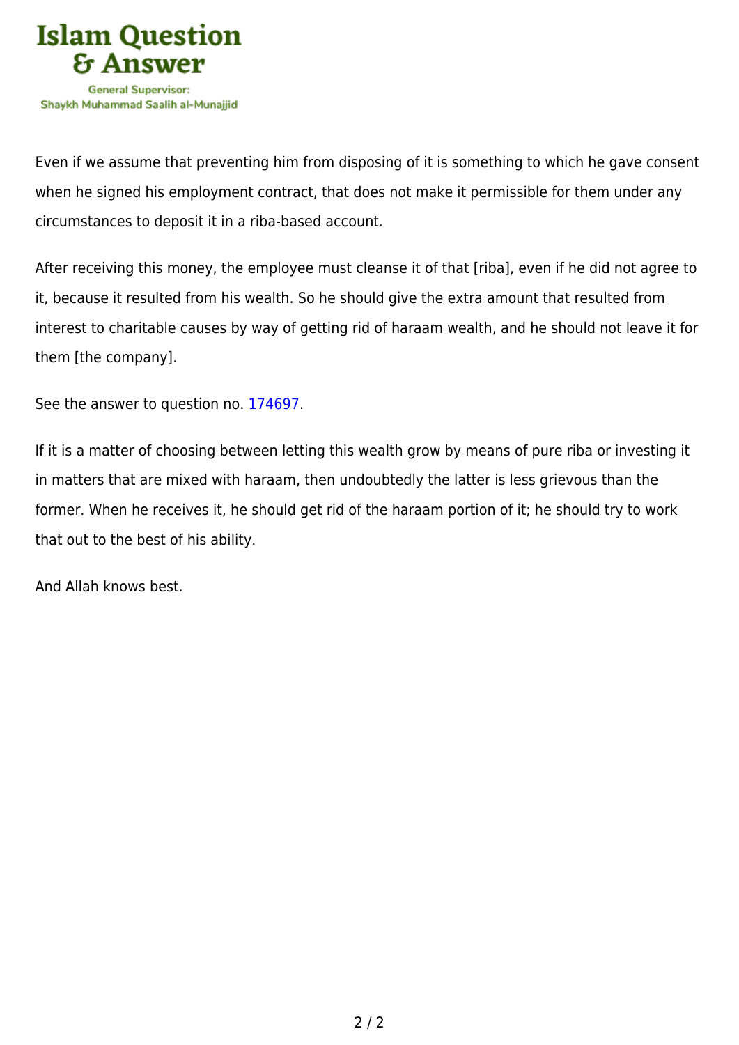Even if we assume that preventing him from disposing of it is something to which he gave consent when he signed his employment contract, that does not make it permissible for them under any circumstances to deposit it in a riba-based account.

After receiving this money, the employee must cleanse it of that [riba], even if he did not agree to it, because it resulted from his wealth. So he should give the extra amount that resulted from interest to charitable causes by way of getting rid of haraam wealth, and he should not leave it for them [the company].

See the answer to question no. 174697.

If it is a matter of choosing between letting this wealth grow by means of pure riba or investing it in matters that are mixed with haraam, then undoubtedly the latter is less grievous than the former. When he receives it, he should get rid of the haraam portion of it; he should try to work that out to the best of his ability.

And Allah knows best.